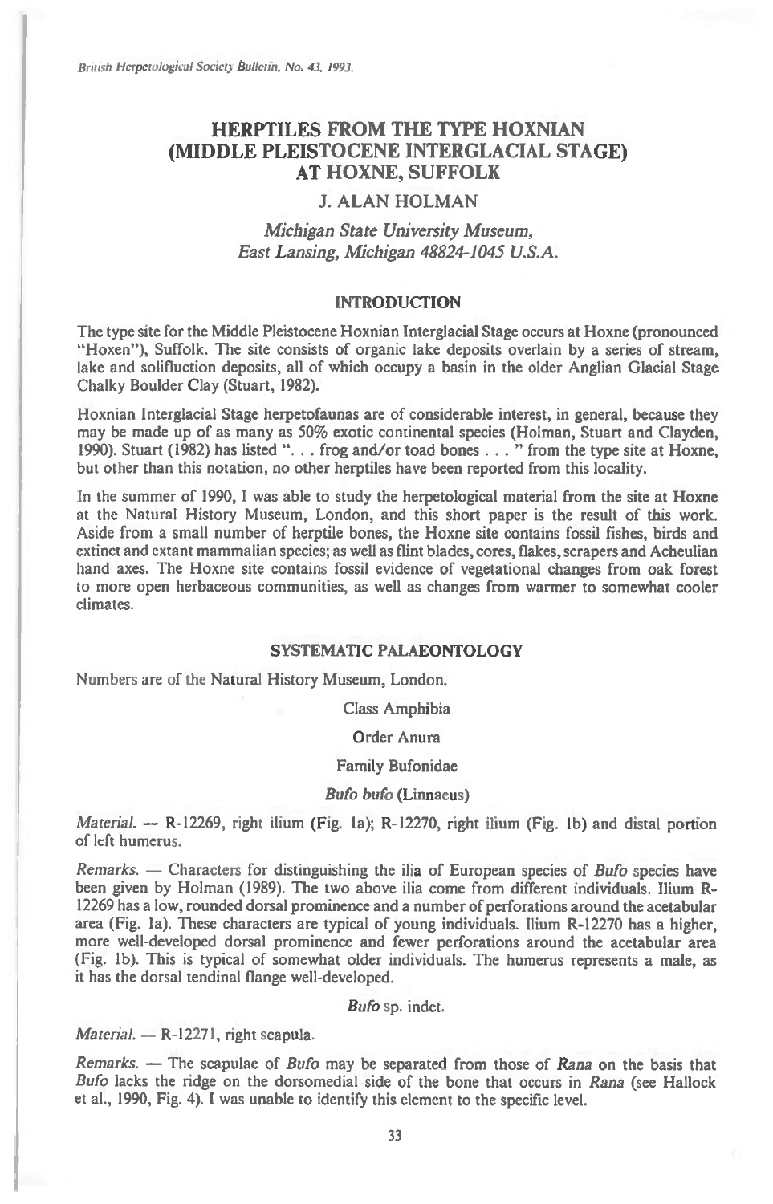# HERPTILES FROM THE TYPE HOXNIAN (MIDDLE PLEISTOCENE INTERGLACIAL STAGE) AT HOXNE, SUFFOLK

## J. ALAN HOLMAN

*Michigan State University Museum, East Lansing, Michigan 48824-1045 U.S.A.*

### INTRODUCTION

The type site for the Middle Pleistocene Hoxnian Interglacial Stage occurs at Hoxne (pronounced "Hoxen"), Suffolk. The site consists of organic lake deposits overlain by a series of stream, lake and solifluction deposits, all of which occupy a basin in the older Anglian Glacial Stage Chalky Boulder Clay (Stuart, 1982).

Hoxnian Interglacial Stage herpetofaunas are of considerable interest, in general, because they may be made up of as many as 50% exotic continental species (Holman, Stuart and Clayden, 1990). Stuart (1982) has listed ". . . frog and/or toad bones . . . " from the type site at Hoxne, but other than this notation, no other herptiles have been reported from this locality.

In the summer of 1990, I was able to study the herpetological material from the site at Hoxne at the Natural History Museum, London, and this short paper is the result of this work. Aside from a small number of herptile bones, the Hoxne site contains fossil fishes, birds and extinct and extant mammalian species; as well as flint blades, cores, flakes, scrapers and Acheulian hand axes. The Hoxne site contains fossil evidence of vegetational changes from oak forest to more open herbaceous communities, as well as changes from warmer to somewhat cooler climates.

### SYSTEMATIC PALAEONTOLOGY

Numbers are of the Natural History Museum, London.

Class Amphibia

Order Anura

Family Bufonidae

***Bufo bufo*** **(Linnaeus)**

*Material.* — R-12269, right ilium (Fig. 1a); R-12270, right ilium (Fig. 1b) and distal portion of left humerus.

*Remarks.* — Characters for distinguishing the ilia of European species of *Bufo* species have been given by Holman (1989). The two above ilia come from different individuals. Ilium R-12269 has a low, rounded dorsal prominence and a number of perforations around the acetabular area (Fig. 1a). These characters are typical of young individuals. Ilium R-12270 has a higher, more well-developed dorsal prominence and fewer perforations around the acetabular area (Fig. 1b). This is typical of somewhat older individuals. The humerus represents a male, as it has the dorsal tendinal flange well-developed.

***Bufo*** **sp. indet.**

*Material.* — R-12271, right scapula.

*Remarks.* — The scapulae of *Bufo* may be separated from those of *Rana* on the basis that *Bufo* lacks the ridge on the dorsomedial side of the bone that occurs in *Rana* (see Hallock et al., 1990, Fig. 4). I was unable to identify this element to the specific level.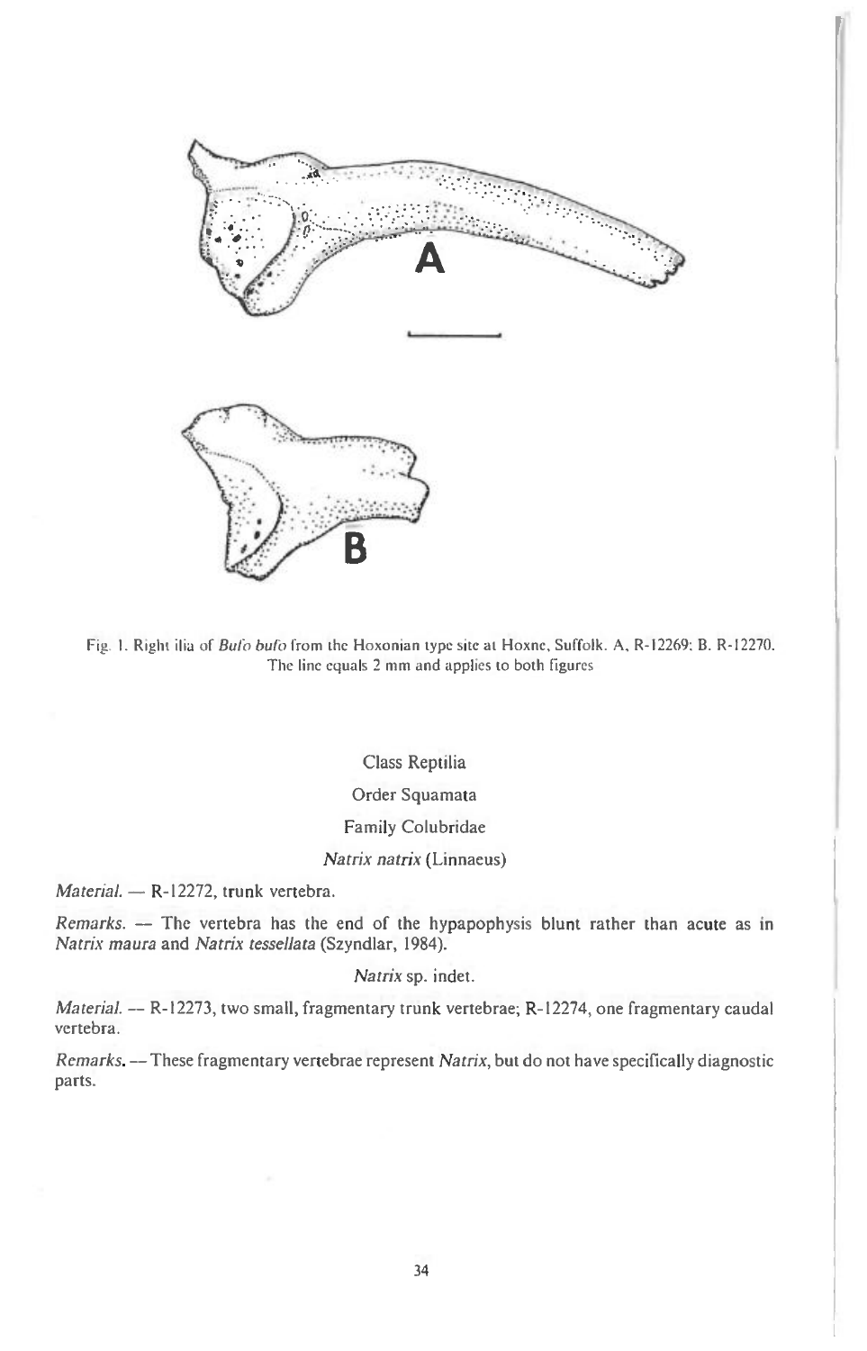Fig. 1. Right ilia of *Bufo bufo* from the Hoxonian type site at Hoxne, Suffolk. A, R-12269; B, R-12270. The line equals 2 mm and applies to both figures

Class Reptilia

Order Squamata

Family Colubridae

*Natrix natrix* (Linnaeus)

*Material.* — R-12272, trunk vertebra.

*Remarks.* — The vertebra has the end of the hypapophysis blunt rather than acute as in *Natrix maura* and *Natrix tessellata* (Szyndlar, 1984).

*Natrix* sp. indet.

*Material.* — R-12273, two small, fragmentary trunk vertebrae; R-12274, one fragmentary caudal vertebra.

*Remarks.* — These fragmentary vertebrae represent *Natrix*, but do not have specifically diagnostic parts.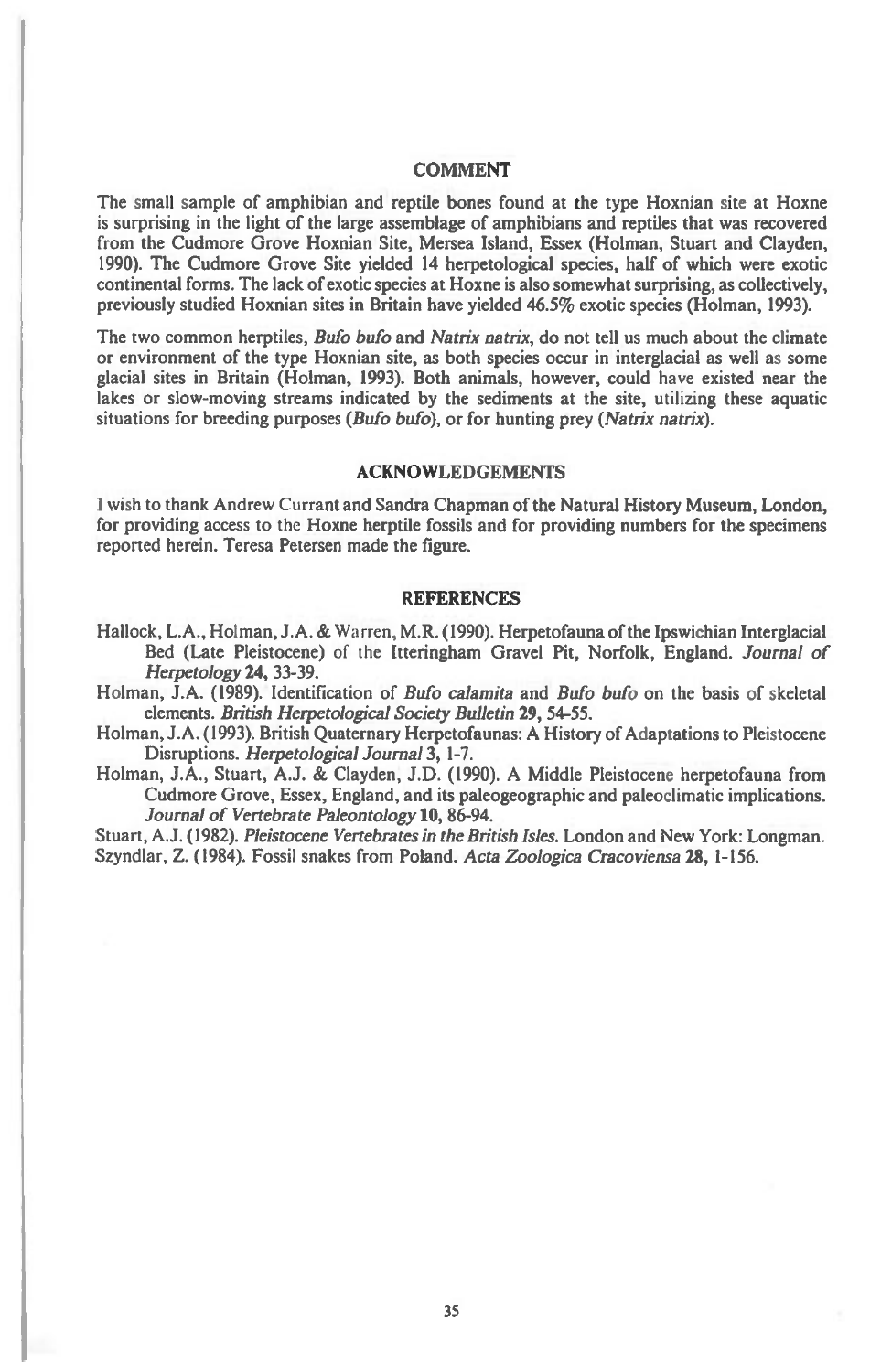## COMMENT

The small sample of amphibian and reptile bones found at the type Hoxnian site at Hoxne is surprising in the light of the large assemblage of amphibians and reptiles that was recovered from the Cudmore Grove Hoxnian Site, Mersea Island, Essex (Holman, Stuart and Clayden, 1990). The Cudmore Grove Site yielded 14 herpetological species, half of which were exotic continental forms. The lack of exotic species at Hoxne is also somewhat surprising, as collectively, previously studied Hoxnian sites in Britain have yielded 46.5% exotic species (Holman, 1993).

The two common herptiles, *Bufo bufo* and *Natrix natrix*, do not tell us much about the climate or environment of the type Hoxnian site, as both species occur in interglacial as well as some glacial sites in Britain (Holman, 1993). Both animals, however, could have existed near the lakes or slow-moving streams indicated by the sediments at the site, utilizing these aquatic situations for breeding purposes (*Bufo bufo*), or for hunting prey (*Natrix natrix*).

## ACKNOWLEDGEMENTS

I wish to thank Andrew Currant and Sandra Chapman of the Natural History Museum, London, for providing access to the Hoxne herptile fossils and for providing numbers for the specimens reported herein. Teresa Petersen made the figure.

## REFERENCES

Hallock, L.A., Holman, J.A. & Warren, M.R. (1990). Herpetofauna of the Ipswichian Interglacial Bed (Late Pleistocene) of the Itteringham Gravel Pit, Norfolk, England. *Journal of Herpetology* **24**, 33-39.

Holman, J.A. (1989). Identification of *Bufo calamita* and *Bufo bufo* on the basis of skeletal elements. *British Herpetological Society Bulletin* **29**, 54-55.

Holman, J.A. (1993). British Quaternary Herpetofaunas: A History of Adaptations to Pleistocene Disruptions. *Herpetological Journal* **3**, 1-7.

Holman, J.A., Stuart, A.J. & Clayden, J.D. (1990). A Middle Pleistocene herpetofauna from Cudmore Grove, Essex, England, and its paleogeographic and paleoclimatic implications. *Journal of Vertebrate Paleontology* **10**, 86-94.

Stuart, A.J. (1982). *Pleistocene Vertebrates in the British Isles*. London and New York: Longman.

Szyndlar, Z. (1984). Fossil snakes from Poland. *Acta Zoologica Cracoviensa* **28**, 1-156.